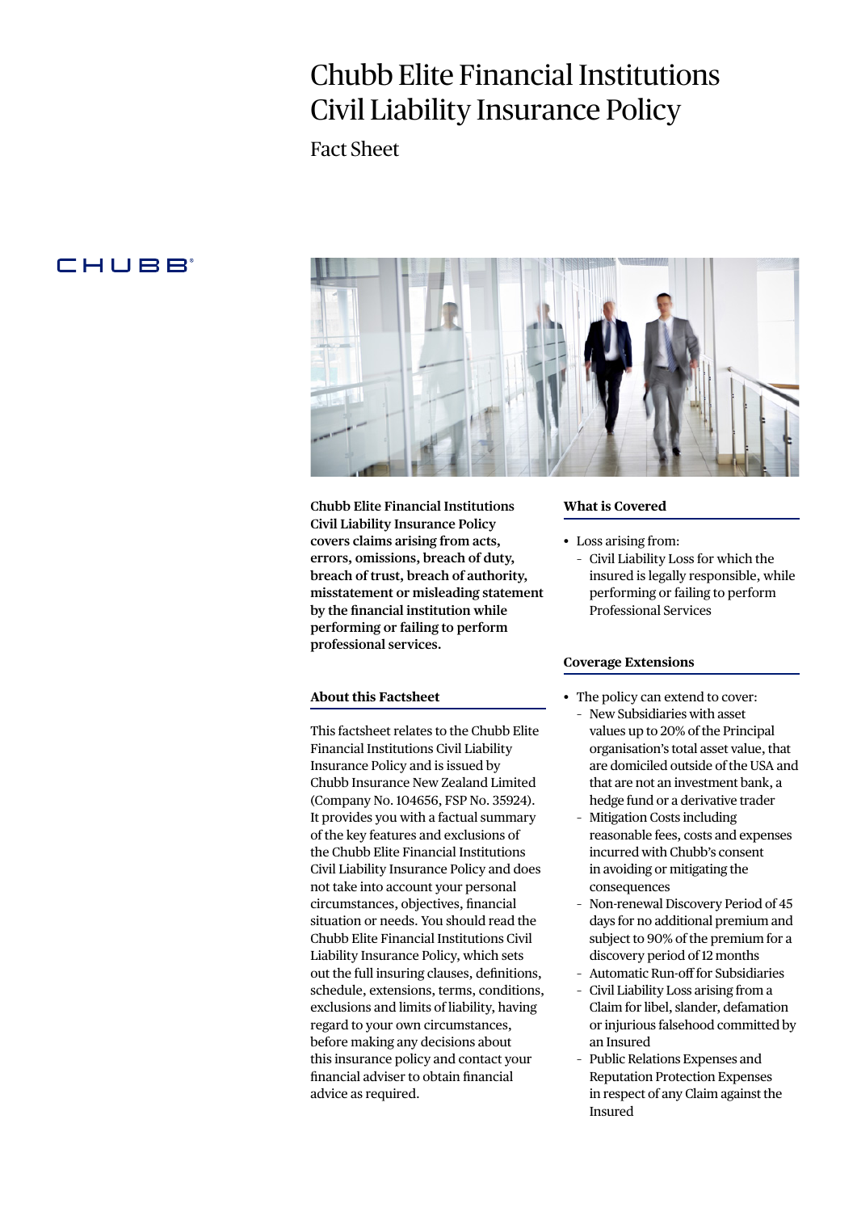# Chubb Elite Financial Institutions Civil Liability Insurance Policy

Fact Sheet

CHUBB

**Chubb Elite Financial Institutions Civil Liability Insurance Policy covers claims arising from acts, errors, omissions, breach of duty, breach of trust, breach of authority, misstatement or misleading statement by the financial institution while performing or failing to perform professional services.**

## About this Factsheet

This factsheet relates to the Chubb Elite Financial Institutions Civil Liability Insurance Policy and is issued by Chubb Insurance New Zealand Limited (Company No. 104656, FSP No. 35924). It provides you with a factual summary of the key features and exclusions of the Chubb Elite Financial Institutions Civil Liability Insurance Policy and does not take into account your personal circumstances, objectives, financial situation or needs. You should read the Chubb Elite Financial Institutions Civil Liability Insurance Policy, which sets out the full insuring clauses, definitions, schedule, extensions, terms, conditions, exclusions and limits of liability, having regard to your own circumstances, before making any decisions about this insurance policy and contact your financial adviser to obtain financial advice as required.

## What is Covered

- Loss arising from:
  - Civil Liability Loss for which the insured is legally responsible, while performing or failing to perform Professional Services

## Coverage Extensions

- The policy can extend to cover:
  - New Subsidiaries with asset values up to 20% of the Principal organisation's total asset value, that are domiciled outside of the USA and that are not an investment bank, a hedge fund or a derivative trader
  - Mitigation Costs including reasonable fees, costs and expenses incurred with Chubb's consent in avoiding or mitigating the consequences
  - Non-renewal Discovery Period of 45 days for no additional premium and subject to 90% of the premium for a discovery period of 12 months
  - Automatic Run-off for Subsidiaries
  - Civil Liability Loss arising from a Claim for libel, slander, defamation or injurious falsehood committed by an Insured
  - Public Relations Expenses and Reputation Protection Expenses in respect of any Claim against the Insured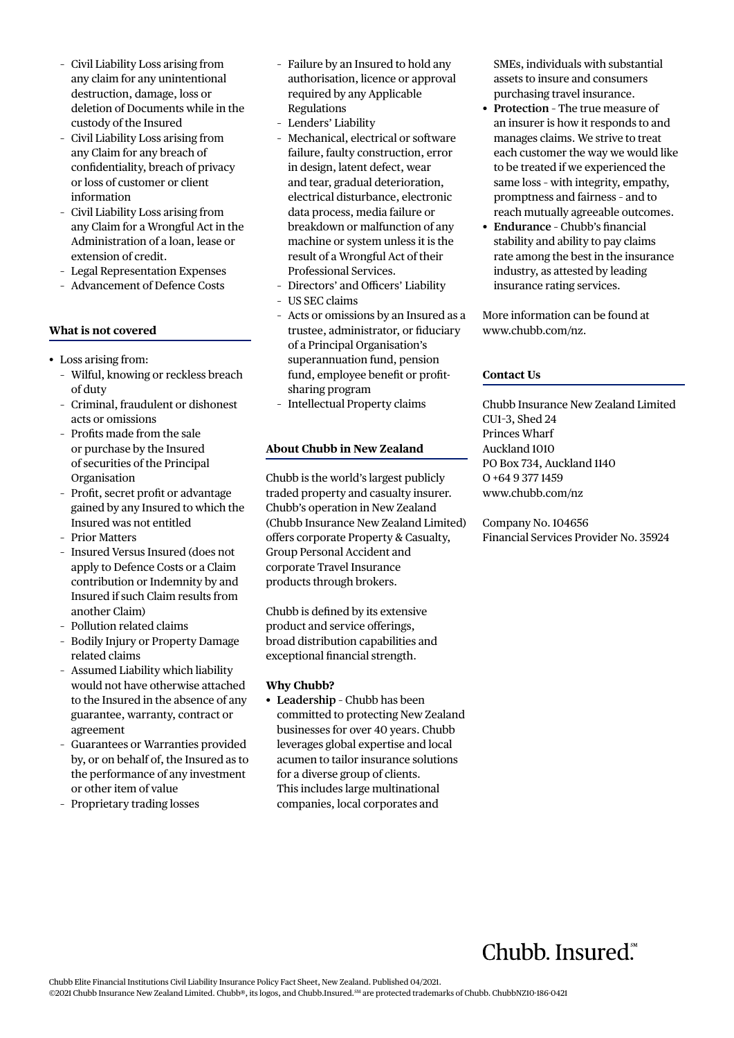- Civil Liability Loss arising from any claim for any unintentional destruction, damage, loss or deletion of Documents while in the custody of the Insured
- Civil Liability Loss arising from any Claim for any breach of confidentiality, breach of privacy or loss of customer or client information
- Civil Liability Loss arising from any Claim for a Wrongful Act in the Administration of a loan, lease or extension of credit.
- Legal Representation Expenses
- Advancement of Defence Costs

**What is not covered**

- Loss arising from:
  - Wilful, knowing or reckless breach of duty
  - Criminal, fraudulent or dishonest acts or omissions
  - Profits made from the sale or purchase by the Insured of securities of the Principal Organisation
  - Profit, secret profit or advantage gained by any Insured to which the Insured was not entitled
  - Prior Matters
  - Insured Versus Insured (does not apply to Defence Costs or a Claim contribution or Indemnity by and Insured if such Claim results from another Claim)
  - Pollution related claims
  - Bodily Injury or Property Damage related claims
  - Assumed Liability which liability would not have otherwise attached to the Insured in the absence of any guarantee, warranty, contract or agreement
  - Guarantees or Warranties provided by, or on behalf of, the Insured as to the performance of any investment or other item of value
  - Proprietary trading losses
  - Failure by an Insured to hold any authorisation, licence or approval required by any Applicable Regulations
  - Lenders' Liability
  - Mechanical, electrical or software failure, faulty construction, error in design, latent defect, wear and tear, gradual deterioration, electrical disturbance, electronic data process, media failure or breakdown or malfunction of any machine or system unless it is the result of a Wrongful Act of their Professional Services.
  - Directors' and Officers' Liability
  - US SEC claims
  - Acts or omissions by an Insured as a trustee, administrator, or fiduciary of a Principal Organisation's superannuation fund, pension fund, employee benefit or profit-sharing program
  - Intellectual Property claims

**About Chubb in New Zealand**

Chubb is the world's largest publicly traded property and casualty insurer. Chubb's operation in New Zealand (Chubb Insurance New Zealand Limited) offers corporate Property & Casualty, Group Personal Accident and corporate Travel Insurance products through brokers.

Chubb is defined by its extensive product and service offerings, broad distribution capabilities and exceptional financial strength.

**Why Chubb?**

- **Leadership** – Chubb has been committed to protecting New Zealand businesses for over 40 years. Chubb leverages global expertise and local acumen to tailor insurance solutions for a diverse group of clients. This includes large multinational companies, local corporates and SMEs, individuals with substantial assets to insure and consumers purchasing travel insurance.
- **Protection** – The true measure of an insurer is how it responds to and manages claims. We strive to treat each customer the way we would like to be treated if we experienced the same loss – with integrity, empathy, promptness and fairness – and to reach mutually agreeable outcomes.
- **Endurance** – Chubb's financial stability and ability to pay claims rate among the best in the insurance industry, as attested by leading insurance rating services.

More information can be found at www.chubb.com/nz.

**Contact Us**

Chubb Insurance New Zealand Limited
CU1-3, Shed 24
Princes Wharf
Auckland 1010
PO Box 734, Auckland 1140
O +64 9 377 1459
www.chubb.com/nz

Company No. 104656
Financial Services Provider No. 35924

Chubb. Insured.℠

Chubb Elite Financial Institutions Civil Liability Insurance Policy Fact Sheet, New Zealand. Published 04/2021.
©2021 Chubb Insurance New Zealand Limited. Chubb®, its logos, and Chubb.Insured.℠ are protected trademarks of Chubb. ChubbNZ10-186-0421